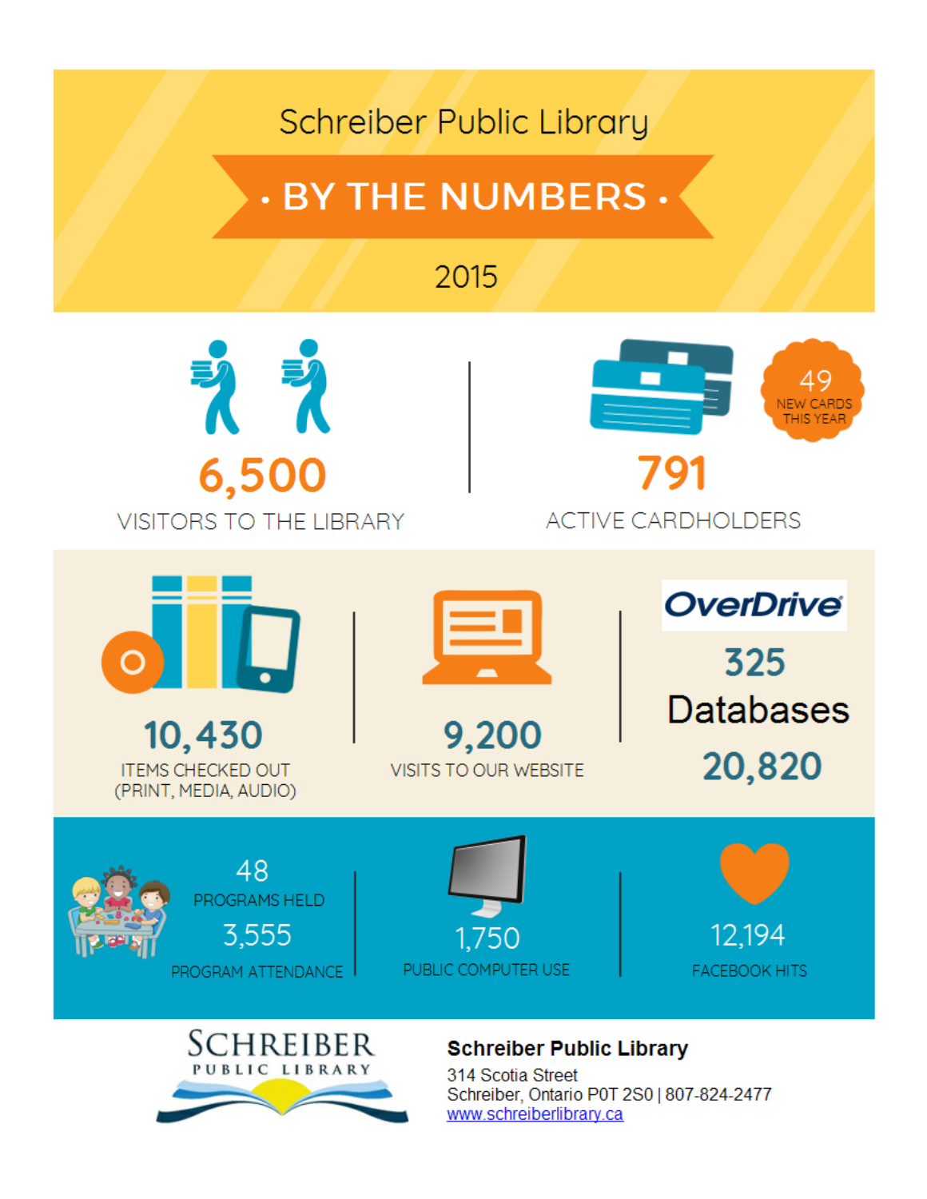# Schreiber Public Library

## BY THE NUMBERS

2015

**6,500**
VISITORS TO THE LIBRARY

**791**
ACTIVE CARDHOLDERS

49
NEW CARDS THIS YEAR

**10,430**
ITEMS CHECKED OUT (PRINT, MEDIA, AUDIO)

**9,200**
VISITS TO OUR WEBSITE

OverDrive
**325**
Databases
**20,820**

48
PROGRAMS HELD

3,555
PROGRAM ATTENDANCE

1,750
PUBLIC COMPUTER USE

12,194
FACEBOOK HITS

SCHREIBER PUBLIC LIBRARY

**Schreiber Public Library**
314 Scotia Street
Schreiber, Ontario P0T 2S0 | 807-824-2477
www.schreiberlibrary.ca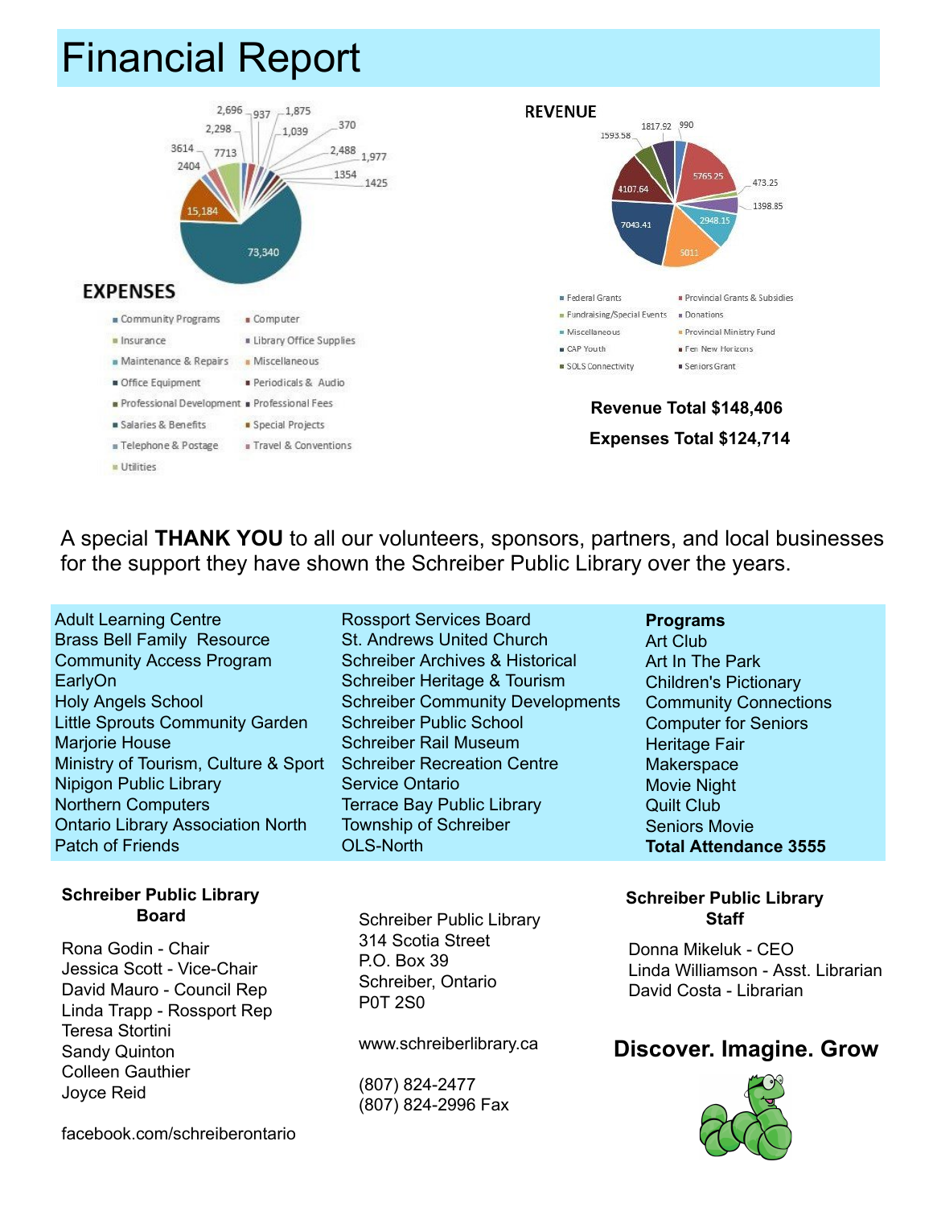# Financial Report

2,696
937
1,875
370
2,298
1,039
3614
7713
2,488
1,977
2404
1354
1425
15,184
73,340

## EXPENSES

- Community Programs
- Computer
- Insurance
- Library Office Supplies
- Maintenance & Repairs
- Miscellaneous
- Office Equipment
- Periodicals & Audio
- Professional Development
- Professional Fees
- Salaries & Benefits
- Special Projects
- Telephone & Postage
- Travel & Conventions
- Utilities

## REVENUE

1593.58
1817.92
990
5765.25
473.25
1398.85
4107.64
2948.15
7043.41
5011

- Federal Grants
- Provincial Grants & Subsidies
- Fundraising/Special Events
- Donations
- Miscellaneous
- Provincial Ministry Fund
- CAP Youth
- Fen New Horizons
- SOLS Connectivity
- Seniors Grant

**Revenue Total $148,406**

**Expenses Total $124,714**

A special **THANK YOU** to all our volunteers, sponsors, partners, and local businesses for the support they have shown the Schreiber Public Library over the years.

Adult Learning Centre
Brass Bell Family Resource
Community Access Program
EarlyOn
Holy Angels School
Little Sprouts Community Garden
Marjorie House
Ministry of Tourism, Culture & Sport
Nipigon Public Library
Northern Computers
Ontario Library Association North
Patch of Friends

Rossport Services Board
St. Andrews United Church
Schreiber Archives & Historical
Schreiber Heritage & Tourism
Schreiber Community Developments
Schreiber Public School
Schreiber Rail Museum
Schreiber Recreation Centre
Service Ontario
Terrace Bay Public Library
Township of Schreiber
OLS-North

**Programs**
Art Club
Art In The Park
Children's Pictionary
Community Connections
Computer for Seniors
Heritage Fair
Makerspace
Movie Night
Quilt Club
Seniors Movie
**Total Attendance 3555**

**Schreiber Public Library Board**

Rona Godin - Chair
Jessica Scott - Vice-Chair
David Mauro - Council Rep
Linda Trapp - Rossport Rep
Teresa Stortini
Sandy Quinton
Colleen Gauthier
Joyce Reid

facebook.com/schreiberontario

Schreiber Public Library
314 Scotia Street
P.O. Box 39
Schreiber, Ontario
P0T 2S0

www.schreiberlibrary.ca

(807) 824-2477
(807) 824-2996 Fax

**Schreiber Public Library Staff**

Donna Mikeluk - CEO
Linda Williamson - Asst. Librarian
David Costa - Librarian

**Discover. Imagine. Grow**